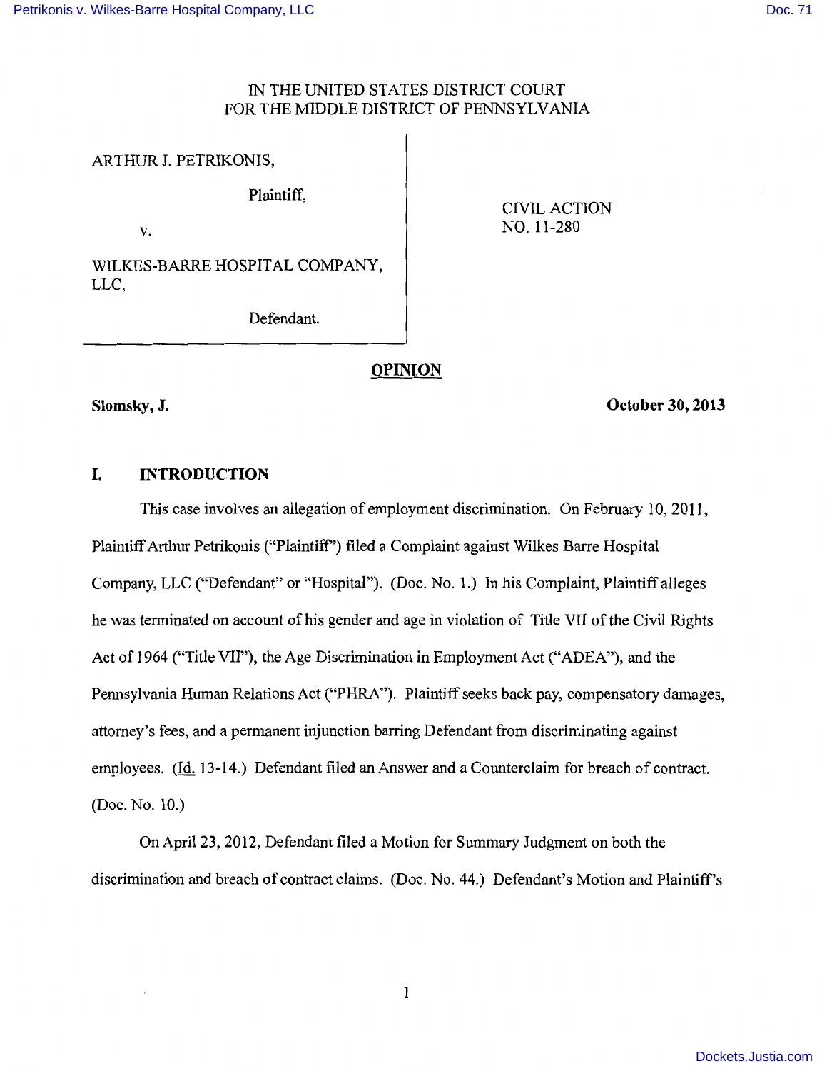IN THE UNITED STATES DISTRICT COURT
FOR THE MIDDLE DISTRICT OF PENNSYLVANIA

| | |
|---|---|
| ARTHUR J. PETRIKONIS,<br><br>Plaintiff,<br><br>v.<br><br>WILKES-BARRE HOSPITAL COMPANY, LLC,<br><br>Defendant. | CIVIL ACTION<br>NO. 11-280 |

## OPINION

**Slomsky, J.** **October 30, 2013**

## I. INTRODUCTION

This case involves an allegation of employment discrimination. On February 10, 2011, Plaintiff Arthur Petrikonis ("Plaintiff") filed a Complaint against Wilkes Barre Hospital Company, LLC ("Defendant" or "Hospital"). (Doc. No. 1.) In his Complaint, Plaintiff alleges he was terminated on account of his gender and age in violation of Title VII of the Civil Rights Act of 1964 ("Title VII"), the Age Discrimination in Employment Act ("ADEA"), and the Pennsylvania Human Relations Act ("PHRA"). Plaintiff seeks back pay, compensatory damages, attorney's fees, and a permanent injunction barring Defendant from discriminating against employees. (Id. 13-14.) Defendant filed an Answer and a Counterclaim for breach of contract. (Doc. No. 10.)

On April 23, 2012, Defendant filed a Motion for Summary Judgment on both the discrimination and breach of contract claims. (Doc. No. 44.) Defendant's Motion and Plaintiff's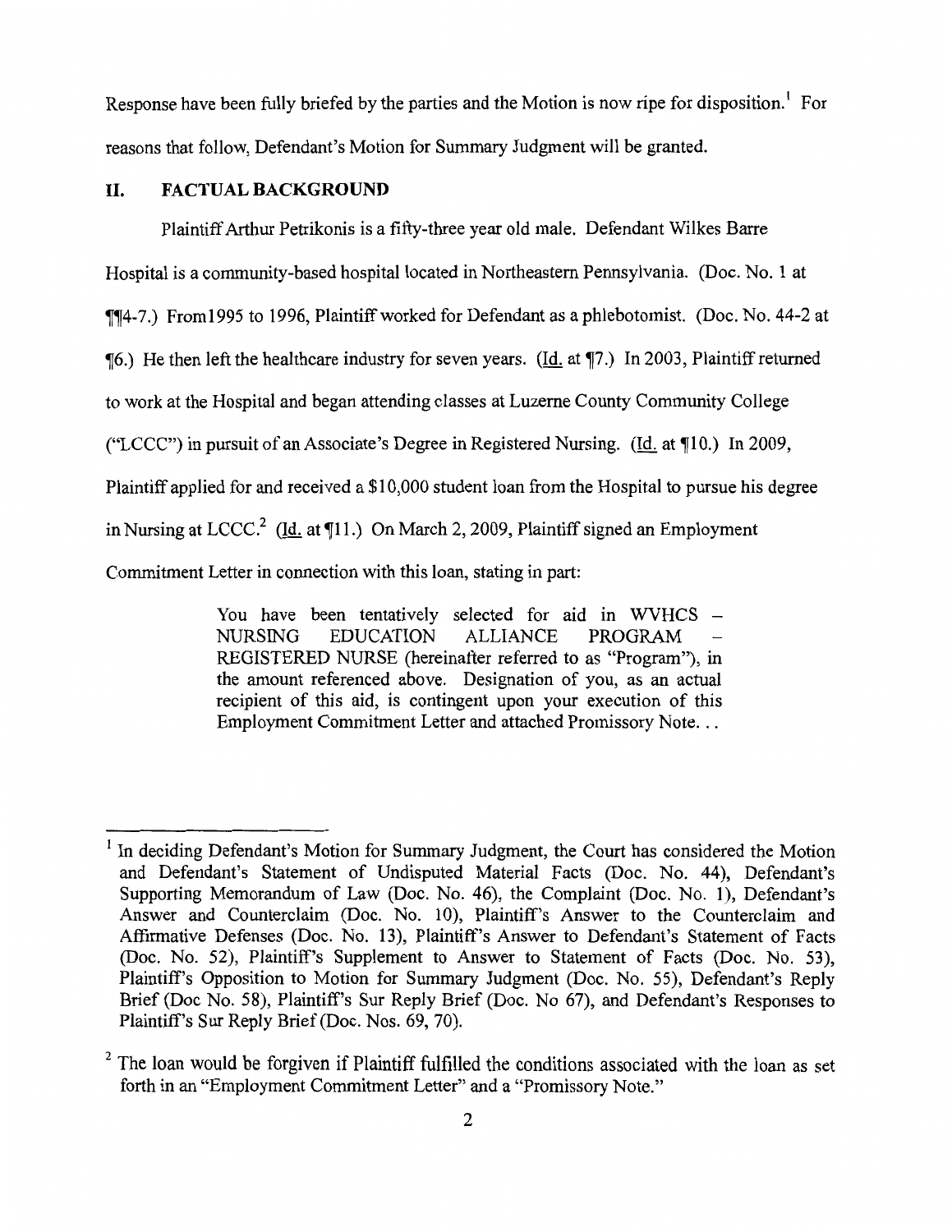Response have been fully briefed by the parties and the Motion is now ripe for disposition.[1] For reasons that follow, Defendant's Motion for Summary Judgment will be granted.

## II. FACTUAL BACKGROUND

Plaintiff Arthur Petrikonis is a fifty-three year old male. Defendant Wilkes Barre Hospital is a community-based hospital located in Northeastern Pennsylvania. (Doc. No. 1 at ¶¶4-7.) From1995 to 1996, Plaintiff worked for Defendant as a phlebotomist. (Doc. No. 44-2 at ¶6.) He then left the healthcare industry for seven years. (Id. at ¶7.) In 2003, Plaintiff returned to work at the Hospital and began attending classes at Luzerne County Community College ("LCCC") in pursuit of an Associate's Degree in Registered Nursing. (Id. at ¶10.) In 2009, Plaintiff applied for and received a $10,000 student loan from the Hospital to pursue his degree in Nursing at LCCC.[2] (Id. at ¶11.) On March 2, 2009, Plaintiff signed an Employment Commitment Letter in connection with this loan, stating in part:

> You have been tentatively selected for aid in WVHCS – NURSING EDUCATION ALLIANCE PROGRAM – REGISTERED NURSE (hereinafter referred to as "Program"), in the amount referenced above. Designation of you, as an actual recipient of this aid, is contingent upon your execution of this Employment Commitment Letter and attached Promissory Note. . .

---

[1] In deciding Defendant's Motion for Summary Judgment, the Court has considered the Motion and Defendant's Statement of Undisputed Material Facts (Doc. No. 44), Defendant's Supporting Memorandum of Law (Doc. No. 46), the Complaint (Doc. No. 1), Defendant's Answer and Counterclaim (Doc. No. 10), Plaintiff's Answer to the Counterclaim and Affirmative Defenses (Doc. No. 13), Plaintiff's Answer to Defendant's Statement of Facts (Doc. No. 52), Plaintiff's Supplement to Answer to Statement of Facts (Doc. No. 53), Plaintiff's Opposition to Motion for Summary Judgment (Doc. No. 55), Defendant's Reply Brief (Doc No. 58), Plaintiff's Sur Reply Brief (Doc. No 67), and Defendant's Responses to Plaintiff's Sur Reply Brief (Doc. Nos. 69, 70).

[2] The loan would be forgiven if Plaintiff fulfilled the conditions associated with the loan as set forth in an "Employment Commitment Letter" and a "Promissory Note."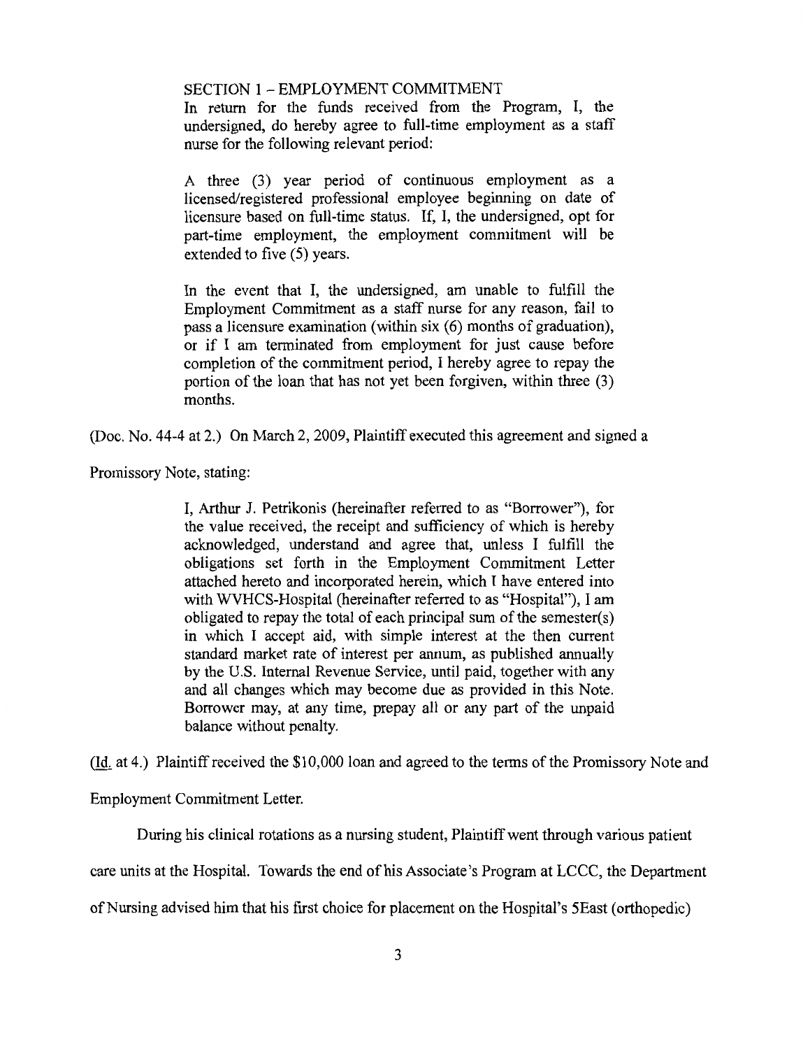> SECTION 1 – EMPLOYMENT COMMITMENT
> In return for the funds received from the Program, I, the undersigned, do hereby agree to full-time employment as a staff nurse for the following relevant period:
>
> A three (3) year period of continuous employment as a licensed/registered professional employee beginning on date of licensure based on full-time status. If, I, the undersigned, opt for part-time employment, the employment commitment will be extended to five (5) years.
>
> In the event that I, the undersigned, am unable to fulfill the Employment Commitment as a staff nurse for any reason, fail to pass a licensure examination (within six (6) months of graduation), or if I am terminated from employment for just cause before completion of the commitment period, I hereby agree to repay the portion of the loan that has not yet been forgiven, within three (3) months.

(Doc. No. 44-4 at 2.) On March 2, 2009, Plaintiff executed this agreement and signed a Promissory Note, stating:

> I, Arthur J. Petrikonis (hereinafter referred to as "Borrower"), for the value received, the receipt and sufficiency of which is hereby acknowledged, understand and agree that, unless I fulfill the obligations set forth in the Employment Commitment Letter attached hereto and incorporated herein, which I have entered into with WVHCS-Hospital (hereinafter referred to as "Hospital"), I am obligated to repay the total of each principal sum of the semester(s) in which I accept aid, with simple interest at the then current standard market rate of interest per annum, as published annually by the U.S. Internal Revenue Service, until paid, together with any and all changes which may become due as provided in this Note. Borrower may, at any time, prepay all or any part of the unpaid balance without penalty.

(Id. at 4.) Plaintiff received the $10,000 loan and agreed to the terms of the Promissory Note and Employment Commitment Letter.

During his clinical rotations as a nursing student, Plaintiff went through various patient care units at the Hospital. Towards the end of his Associate's Program at LCCC, the Department of Nursing advised him that his first choice for placement on the Hospital's 5East (orthopedic)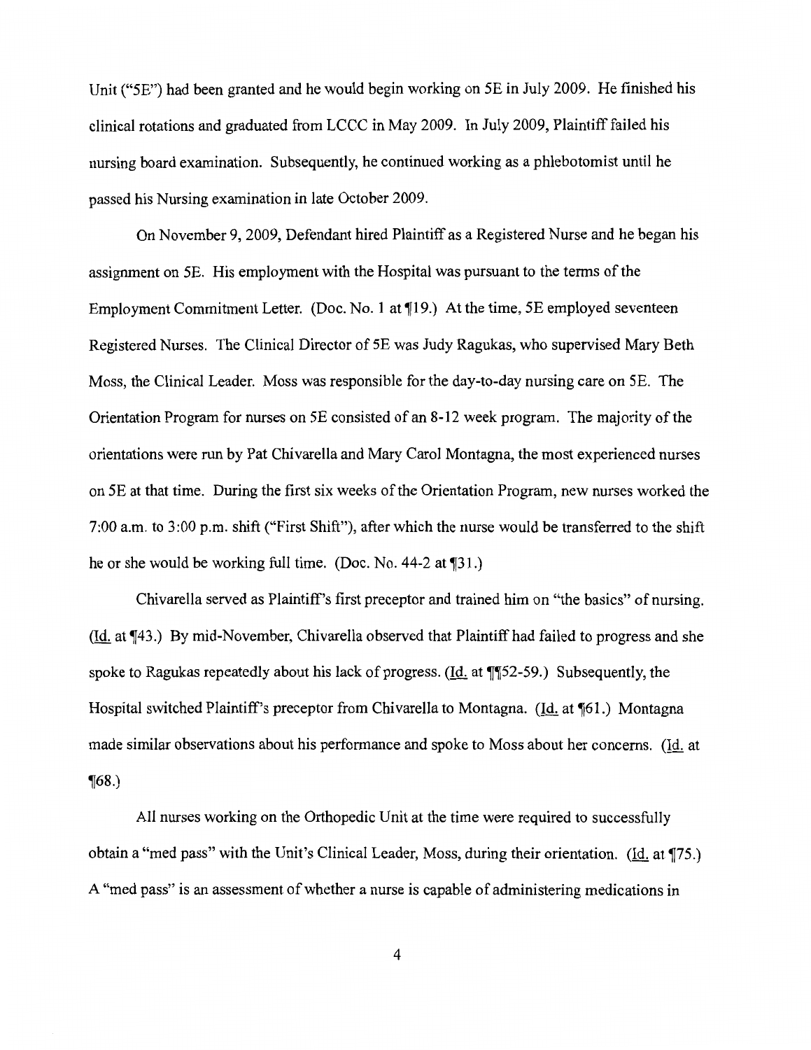Unit ("5E") had been granted and he would begin working on 5E in July 2009. He finished his clinical rotations and graduated from LCCC in May 2009. In July 2009, Plaintiff failed his nursing board examination. Subsequently, he continued working as a phlebotomist until he passed his Nursing examination in late October 2009.

On November 9, 2009, Defendant hired Plaintiff as a Registered Nurse and he began his assignment on 5E. His employment with the Hospital was pursuant to the terms of the Employment Commitment Letter. (Doc. No. 1 at ¶19.) At the time, 5E employed seventeen Registered Nurses. The Clinical Director of 5E was Judy Ragukas, who supervised Mary Beth Moss, the Clinical Leader. Moss was responsible for the day-to-day nursing care on 5E. The Orientation Program for nurses on 5E consisted of an 8-12 week program. The majority of the orientations were run by Pat Chivarella and Mary Carol Montagna, the most experienced nurses on 5E at that time. During the first six weeks of the Orientation Program, new nurses worked the 7:00 a.m. to 3:00 p.m. shift ("First Shift"), after which the nurse would be transferred to the shift he or she would be working full time. (Doc. No. 44-2 at ¶31.)

Chivarella served as Plaintiff's first preceptor and trained him on "the basics" of nursing. (Id. at ¶43.) By mid-November, Chivarella observed that Plaintiff had failed to progress and she spoke to Ragukas repeatedly about his lack of progress. (Id. at ¶¶52-59.) Subsequently, the Hospital switched Plaintiff's preceptor from Chivarella to Montagna. (Id. at ¶61.) Montagna made similar observations about his performance and spoke to Moss about her concerns. (Id. at ¶68.)

All nurses working on the Orthopedic Unit at the time were required to successfully obtain a "med pass" with the Unit's Clinical Leader, Moss, during their orientation. (Id. at ¶75.) A "med pass" is an assessment of whether a nurse is capable of administering medications in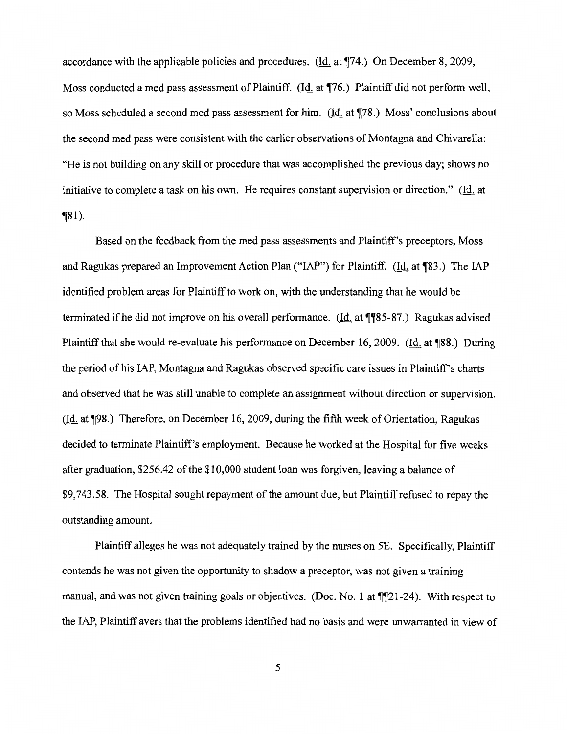accordance with the applicable policies and procedures. (Id. at ¶74.) On December 8, 2009, Moss conducted a med pass assessment of Plaintiff. (Id. at ¶76.) Plaintiff did not perform well, so Moss scheduled a second med pass assessment for him. (Id. at ¶78.) Moss' conclusions about the second med pass were consistent with the earlier observations of Montagna and Chivarella: "He is not building on any skill or procedure that was accomplished the previous day; shows no initiative to complete a task on his own. He requires constant supervision or direction." (Id. at ¶81).

Based on the feedback from the med pass assessments and Plaintiff's preceptors, Moss and Ragukas prepared an Improvement Action Plan ("IAP") for Plaintiff. (Id. at ¶83.) The IAP identified problem areas for Plaintiff to work on, with the understanding that he would be terminated if he did not improve on his overall performance. (Id. at ¶¶85-87.) Ragukas advised Plaintiff that she would re-evaluate his performance on December 16, 2009. (Id. at ¶88.) During the period of his IAP, Montagna and Ragukas observed specific care issues in Plaintiff's charts and observed that he was still unable to complete an assignment without direction or supervision. (Id. at ¶98.) Therefore, on December 16, 2009, during the fifth week of Orientation, Ragukas decided to terminate Plaintiff's employment. Because he worked at the Hospital for five weeks after graduation, $256.42 of the $10,000 student loan was forgiven, leaving a balance of $9,743.58. The Hospital sought repayment of the amount due, but Plaintiff refused to repay the outstanding amount.

Plaintiff alleges he was not adequately trained by the nurses on 5E. Specifically, Plaintiff contends he was not given the opportunity to shadow a preceptor, was not given a training manual, and was not given training goals or objectives. (Doc. No. 1 at ¶¶21-24). With respect to the IAP, Plaintiff avers that the problems identified had no basis and were unwarranted in view of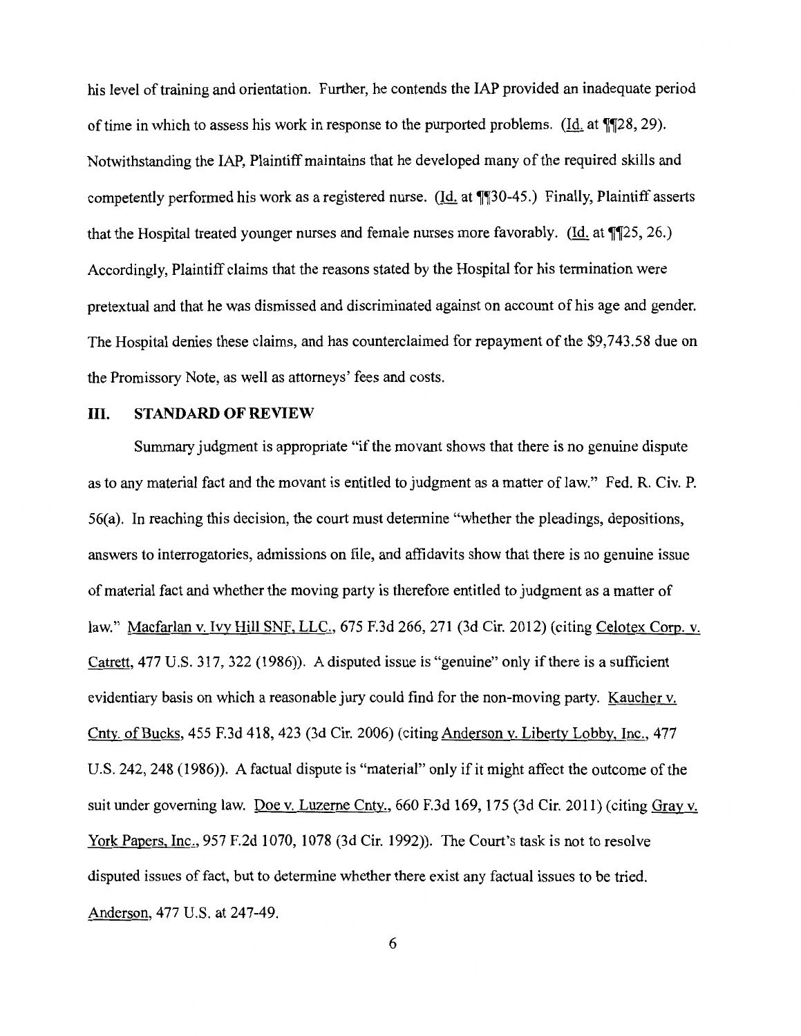his level of training and orientation. Further, he contends the IAP provided an inadequate period of time in which to assess his work in response to the purported problems. (Id. at ¶¶28, 29). Notwithstanding the IAP, Plaintiff maintains that he developed many of the required skills and competently performed his work as a registered nurse. (Id. at ¶¶30-45.) Finally, Plaintiff asserts that the Hospital treated younger nurses and female nurses more favorably. (Id. at ¶¶25, 26.) Accordingly, Plaintiff claims that the reasons stated by the Hospital for his termination were pretextual and that he was dismissed and discriminated against on account of his age and gender. The Hospital denies these claims, and has counterclaimed for repayment of the $9,743.58 due on the Promissory Note, as well as attorneys' fees and costs.

## III. STANDARD OF REVIEW

Summary judgment is appropriate "if the movant shows that there is no genuine dispute as to any material fact and the movant is entitled to judgment as a matter of law." Fed. R. Civ. P. 56(a). In reaching this decision, the court must determine "whether the pleadings, depositions, answers to interrogatories, admissions on file, and affidavits show that there is no genuine issue of material fact and whether the moving party is therefore entitled to judgment as a matter of law." Macfarlan v. Ivy Hill SNF, LLC., 675 F.3d 266, 271 (3d Cir. 2012) (citing Celotex Corp. v. Catrett, 477 U.S. 317, 322 (1986)). A disputed issue is "genuine" only if there is a sufficient evidentiary basis on which a reasonable jury could find for the non-moving party. Kaucher v. Cnty. of Bucks, 455 F.3d 418, 423 (3d Cir. 2006) (citing Anderson v. Liberty Lobby, Inc., 477 U.S. 242, 248 (1986)). A factual dispute is "material" only if it might affect the outcome of the suit under governing law. Doe v. Luzerne Cnty., 660 F.3d 169, 175 (3d Cir. 2011) (citing Gray v. York Papers, Inc., 957 F.2d 1070, 1078 (3d Cir. 1992)). The Court's task is not to resolve disputed issues of fact, but to determine whether there exist any factual issues to be tried. Anderson, 477 U.S. at 247-49.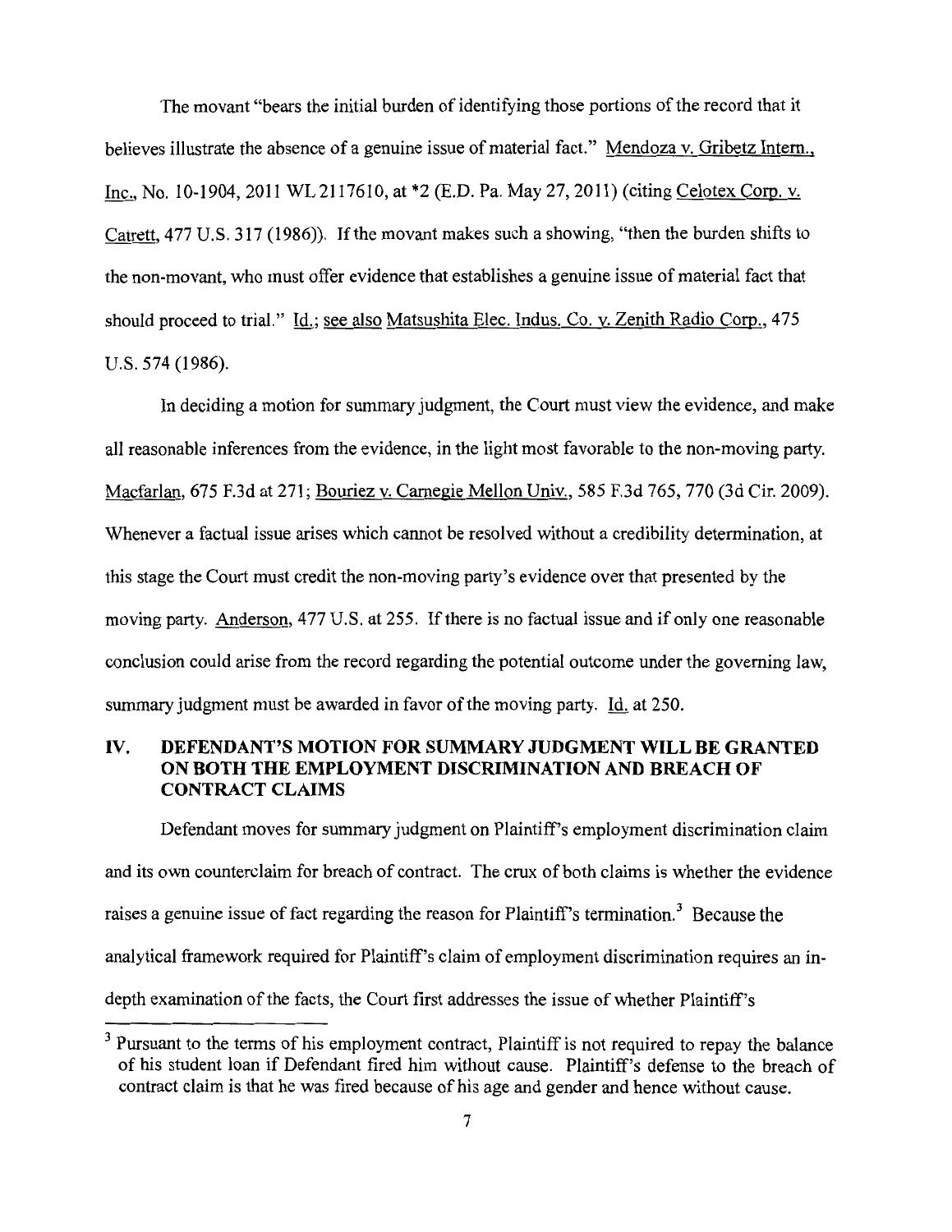The movant "bears the initial burden of identifying those portions of the record that it believes illustrate the absence of a genuine issue of material fact." Mendoza v. Gribetz Intern., Inc., No. 10-1904, 2011 WL 2117610, at *2 (E.D. Pa. May 27, 2011) (citing Celotex Corp. v. Catrett, 477 U.S. 317 (1986)). If the movant makes such a showing, "then the burden shifts to the non-movant, who must offer evidence that establishes a genuine issue of material fact that should proceed to trial." Id.; see also Matsushita Elec. Indus. Co. v. Zenith Radio Corp., 475 U.S. 574 (1986).

In deciding a motion for summary judgment, the Court must view the evidence, and make all reasonable inferences from the evidence, in the light most favorable to the non-moving party. Macfarlan, 675 F.3d at 271; Bouriez v. Carnegie Mellon Univ., 585 F.3d 765, 770 (3d Cir. 2009). Whenever a factual issue arises which cannot be resolved without a credibility determination, at this stage the Court must credit the non-moving party's evidence over that presented by the moving party. Anderson, 477 U.S. at 255. If there is no factual issue and if only one reasonable conclusion could arise from the record regarding the potential outcome under the governing law, summary judgment must be awarded in favor of the moving party. Id. at 250.

## IV. DEFENDANT'S MOTION FOR SUMMARY JUDGMENT WILL BE GRANTED ON BOTH THE EMPLOYMENT DISCRIMINATION AND BREACH OF CONTRACT CLAIMS

Defendant moves for summary judgment on Plaintiff's employment discrimination claim and its own counterclaim for breach of contract. The crux of both claims is whether the evidence raises a genuine issue of fact regarding the reason for Plaintiff's termination.[3] Because the analytical framework required for Plaintiff's claim of employment discrimination requires an in-depth examination of the facts, the Court first addresses the issue of whether Plaintiff's

[3] Pursuant to the terms of his employment contract, Plaintiff is not required to repay the balance of his student loan if Defendant fired him without cause. Plaintiff's defense to the breach of contract claim is that he was fired because of his age and gender and hence without cause.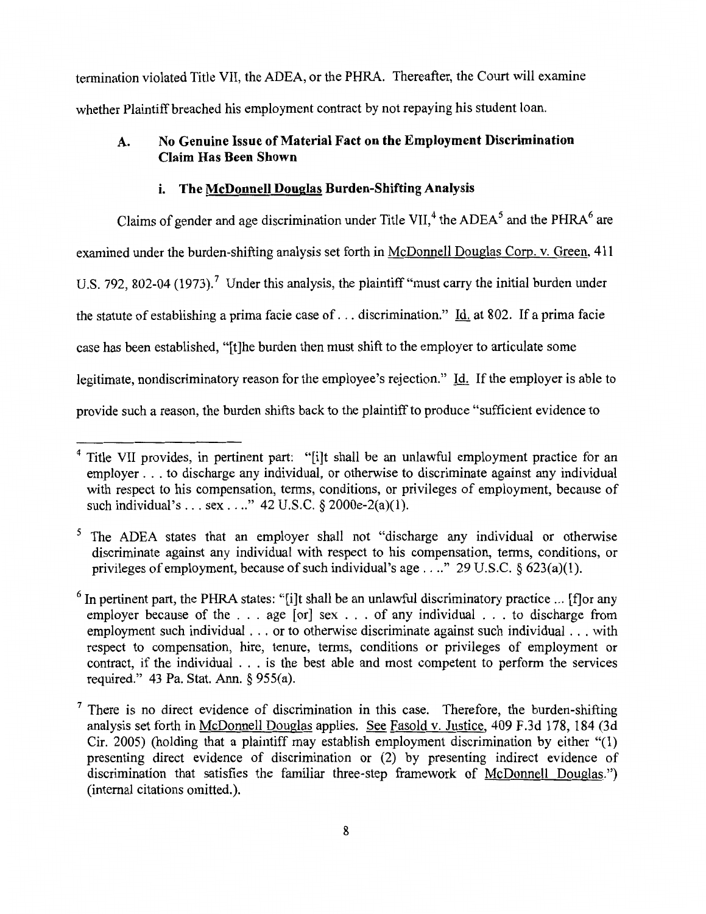termination violated Title VII, the ADEA, or the PHRA. Thereafter, the Court will examine whether Plaintiff breached his employment contract by not repaying his student loan.

### A. No Genuine Issue of Material Fact on the Employment Discrimination Claim Has Been Shown

#### i. The McDonnell Douglas Burden-Shifting Analysis

Claims of gender and age discrimination under Title VII,[4] the ADEA[5] and the PHRA[6] are examined under the burden-shifting analysis set forth in McDonnell Douglas Corp. v. Green, 411 U.S. 792, 802-04 (1973).[7] Under this analysis, the plaintiff "must carry the initial burden under the statute of establishing a prima facie case of . . . discrimination." Id. at 802. If a prima facie case has been established, "[t]he burden then must shift to the employer to articulate some legitimate, nondiscriminatory reason for the employee's rejection." Id. If the employer is able to provide such a reason, the burden shifts back to the plaintiff to produce "sufficient evidence to

---

[4] Title VII provides, in pertinent part: "[i]t shall be an unlawful employment practice for an employer . . . to discharge any individual, or otherwise to discriminate against any individual with respect to his compensation, terms, conditions, or privileges of employment, because of such individual's . . . sex . . .." 42 U.S.C. § 2000e-2(a)(1).

[5] The ADEA states that an employer shall not "discharge any individual or otherwise discriminate against any individual with respect to his compensation, terms, conditions, or privileges of employment, because of such individual's age . . .." 29 U.S.C. § 623(a)(1).

[6] In pertinent part, the PHRA states: "[i]t shall be an unlawful discriminatory practice ... [f]or any employer because of the . . . age [or] sex . . . of any individual . . . to discharge from employment such individual . . . or to otherwise discriminate against such individual . . . with respect to compensation, hire, tenure, terms, conditions or privileges of employment or contract, if the individual . . . is the best able and most competent to perform the services required." 43 Pa. Stat. Ann. § 955(a).

[7] There is no direct evidence of discrimination in this case. Therefore, the burden-shifting analysis set forth in McDonnell Douglas applies. See Fasold v. Justice, 409 F.3d 178, 184 (3d Cir. 2005) (holding that a plaintiff may establish employment discrimination by either "(1) presenting direct evidence of discrimination or (2) by presenting indirect evidence of discrimination that satisfies the familiar three-step framework of McDonnell Douglas.") (internal citations omitted.).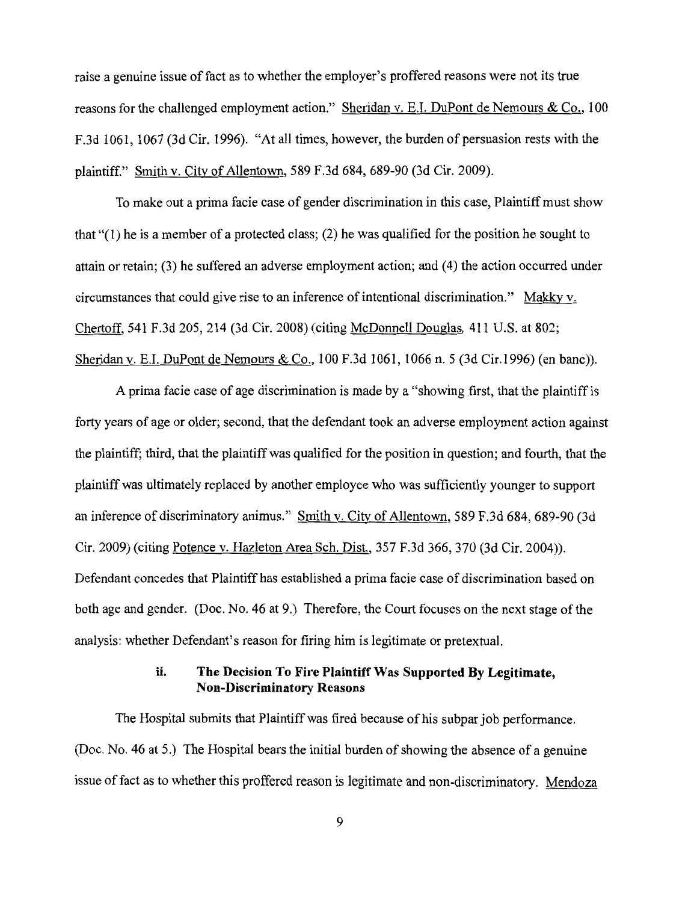raise a genuine issue of fact as to whether the employer's proffered reasons were not its true reasons for the challenged employment action." Sheridan v. E.I. DuPont de Nemours & Co., 100 F.3d 1061, 1067 (3d Cir. 1996). "At all times, however, the burden of persuasion rests with the plaintiff." Smith v. City of Allentown, 589 F.3d 684, 689-90 (3d Cir. 2009).

To make out a prima facie case of gender discrimination in this case, Plaintiff must show that "(1) he is a member of a protected class; (2) he was qualified for the position he sought to attain or retain; (3) he suffered an adverse employment action; and (4) the action occurred under circumstances that could give rise to an inference of intentional discrimination." Makky v. Chertoff, 541 F.3d 205, 214 (3d Cir. 2008) (citing McDonnell Douglas, 411 U.S. at 802; Sheridan v. E.I. DuPont de Nemours & Co., 100 F.3d 1061, 1066 n. 5 (3d Cir.1996) (en banc)).

A prima facie case of age discrimination is made by a "showing first, that the plaintiff is forty years of age or older; second, that the defendant took an adverse employment action against the plaintiff; third, that the plaintiff was qualified for the position in question; and fourth, that the plaintiff was ultimately replaced by another employee who was sufficiently younger to support an inference of discriminatory animus." Smith v. City of Allentown, 589 F.3d 684, 689-90 (3d Cir. 2009) (citing Potence v. Hazleton Area Sch. Dist., 357 F.3d 366, 370 (3d Cir. 2004)). Defendant concedes that Plaintiff has established a prima facie case of discrimination based on both age and gender. (Doc. No. 46 at 9.) Therefore, the Court focuses on the next stage of the analysis: whether Defendant's reason for firing him is legitimate or pretextual.

#### ii. The Decision To Fire Plaintiff Was Supported By Legitimate, Non-Discriminatory Reasons

The Hospital submits that Plaintiff was fired because of his subpar job performance. (Doc. No. 46 at 5.) The Hospital bears the initial burden of showing the absence of a genuine issue of fact as to whether this proffered reason is legitimate and non-discriminatory. Mendoza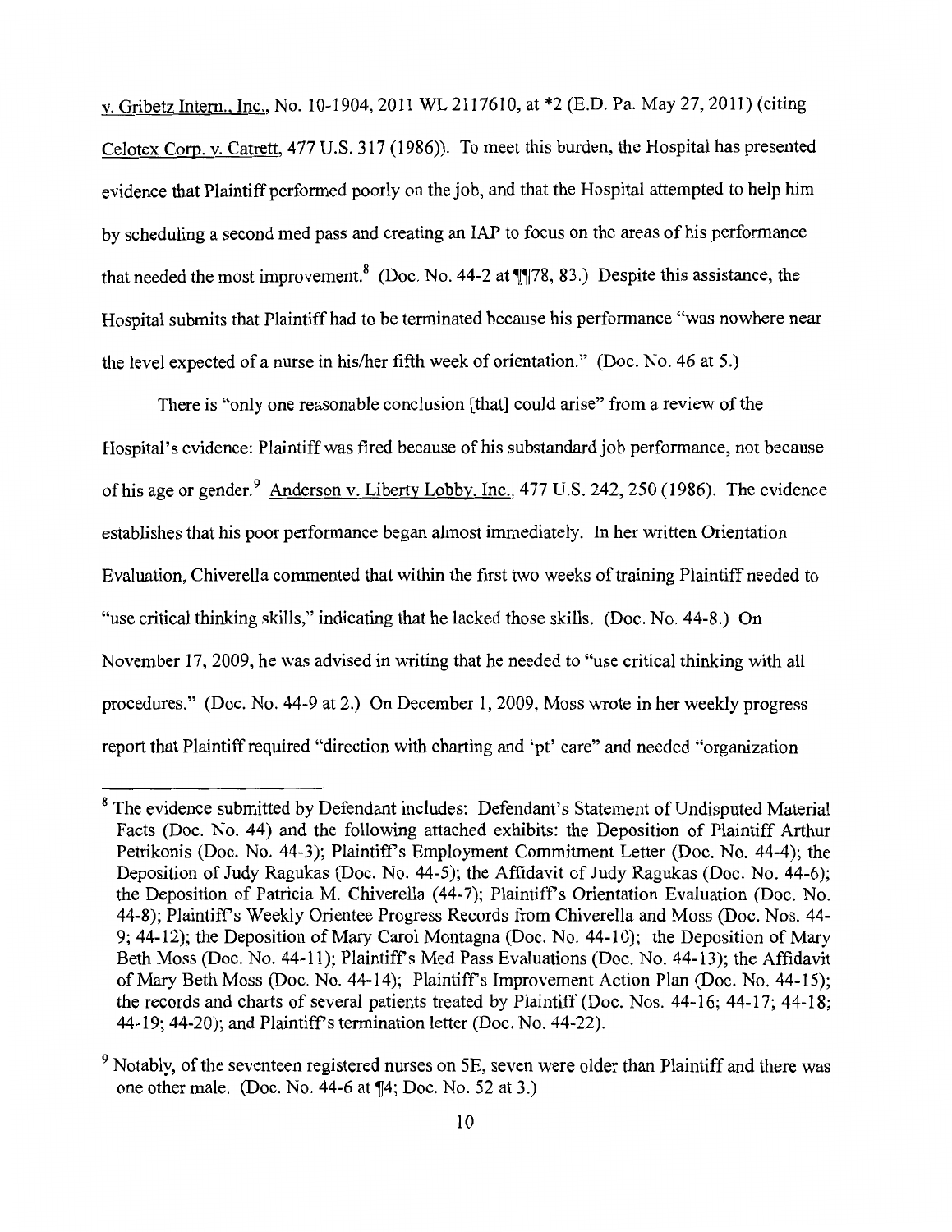v. Gribetz Intern., Inc., No. 10-1904, 2011 WL 2117610, at *2 (E.D. Pa. May 27, 2011) (citing Celotex Corp. v. Catrett, 477 U.S. 317 (1986)). To meet this burden, the Hospital has presented evidence that Plaintiff performed poorly on the job, and that the Hospital attempted to help him by scheduling a second med pass and creating an IAP to focus on the areas of his performance that needed the most improvement.[8] (Doc. No. 44-2 at ¶¶78, 83.) Despite this assistance, the Hospital submits that Plaintiff had to be terminated because his performance "was nowhere near the level expected of a nurse in his/her fifth week of orientation." (Doc. No. 46 at 5.)

There is "only one reasonable conclusion [that] could arise" from a review of the Hospital's evidence: Plaintiff was fired because of his substandard job performance, not because of his age or gender.[9] Anderson v. Liberty Lobby, Inc., 477 U.S. 242, 250 (1986). The evidence establishes that his poor performance began almost immediately. In her written Orientation Evaluation, Chiverella commented that within the first two weeks of training Plaintiff needed to "use critical thinking skills," indicating that he lacked those skills. (Doc. No. 44-8.) On November 17, 2009, he was advised in writing that he needed to "use critical thinking with all procedures." (Doc. No. 44-9 at 2.) On December 1, 2009, Moss wrote in her weekly progress report that Plaintiff required "direction with charting and 'pt' care" and needed "organization

---

[8] The evidence submitted by Defendant includes: Defendant's Statement of Undisputed Material Facts (Doc. No. 44) and the following attached exhibits: the Deposition of Plaintiff Arthur Petrikonis (Doc. No. 44-3); Plaintiff's Employment Commitment Letter (Doc. No. 44-4); the Deposition of Judy Ragukas (Doc. No. 44-5); the Affidavit of Judy Ragukas (Doc. No. 44-6); the Deposition of Patricia M. Chiverella (44-7); Plaintiff's Orientation Evaluation (Doc. No. 44-8); Plaintiff's Weekly Orientee Progress Records from Chiverella and Moss (Doc. Nos. 44-9; 44-12); the Deposition of Mary Carol Montagna (Doc. No. 44-10); the Deposition of Mary Beth Moss (Doc. No. 44-11); Plaintiff's Med Pass Evaluations (Doc. No. 44-13); the Affidavit of Mary Beth Moss (Doc. No. 44-14); Plaintiff's Improvement Action Plan (Doc. No. 44-15); the records and charts of several patients treated by Plaintiff (Doc. Nos. 44-16; 44-17; 44-18; 44-19; 44-20); and Plaintiff's termination letter (Doc. No. 44-22).

[9] Notably, of the seventeen registered nurses on 5E, seven were older than Plaintiff and there was one other male. (Doc. No. 44-6 at ¶4; Doc. No. 52 at 3.)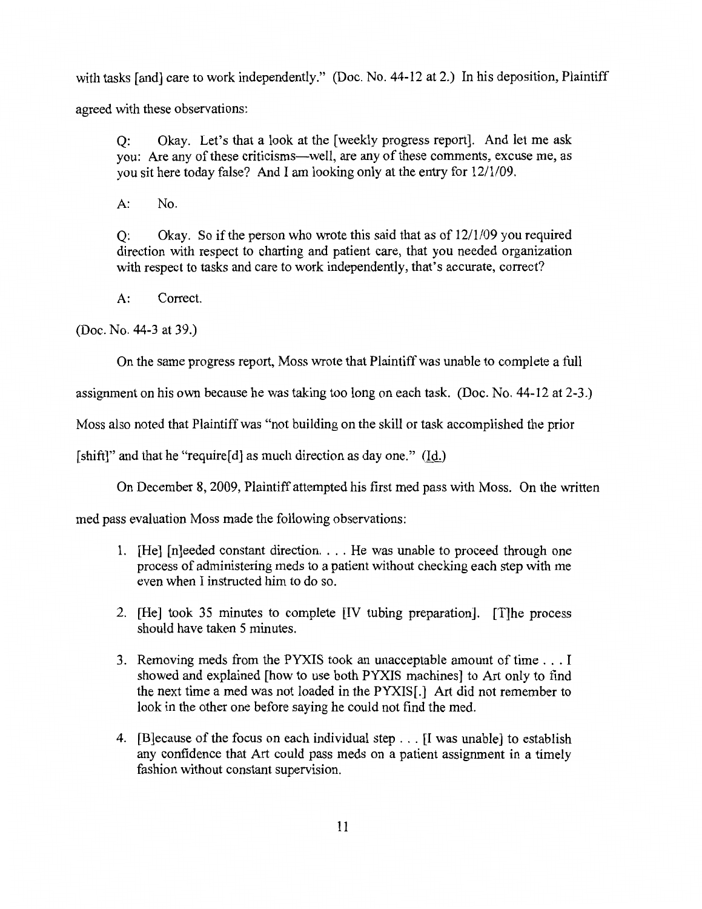with tasks [and] care to work independently." (Doc. No. 44-12 at 2.) In his deposition, Plaintiff agreed with these observations:

> Q: Okay. Let's that a look at the [weekly progress report]. And let me ask you: Are any of these criticisms—well, are any of these comments, excuse me, as you sit here today false? And I am looking only at the entry for 12/1/09.
>
> A: No.
>
> Q: Okay. So if the person who wrote this said that as of 12/1/09 you required direction with respect to charting and patient care, that you needed organization with respect to tasks and care to work independently, that's accurate, correct?
>
> A: Correct.

(Doc. No. 44-3 at 39.)

On the same progress report, Moss wrote that Plaintiff was unable to complete a full assignment on his own because he was taking too long on each task. (Doc. No. 44-12 at 2-3.) Moss also noted that Plaintiff was "not building on the skill or task accomplished the prior [shift]" and that he "require[d] as much direction as day one." (Id.)

On December 8, 2009, Plaintiff attempted his first med pass with Moss. On the written med pass evaluation Moss made the following observations:

> 1. [He] [n]eeded constant direction. . . . He was unable to proceed through one process of administering meds to a patient without checking each step with me even when I instructed him to do so.
> 2. [He] took 35 minutes to complete [IV tubing preparation]. [T]he process should have taken 5 minutes.
> 3. Removing meds from the PYXIS took an unacceptable amount of time . . . I showed and explained [how to use both PYXIS machines] to Art only to find the next time a med was not loaded in the PYXIS[.] Art did not remember to look in the other one before saying he could not find the med.
> 4. [B]ecause of the focus on each individual step . . . [I was unable] to establish any confidence that Art could pass meds on a patient assignment in a timely fashion without constant supervision.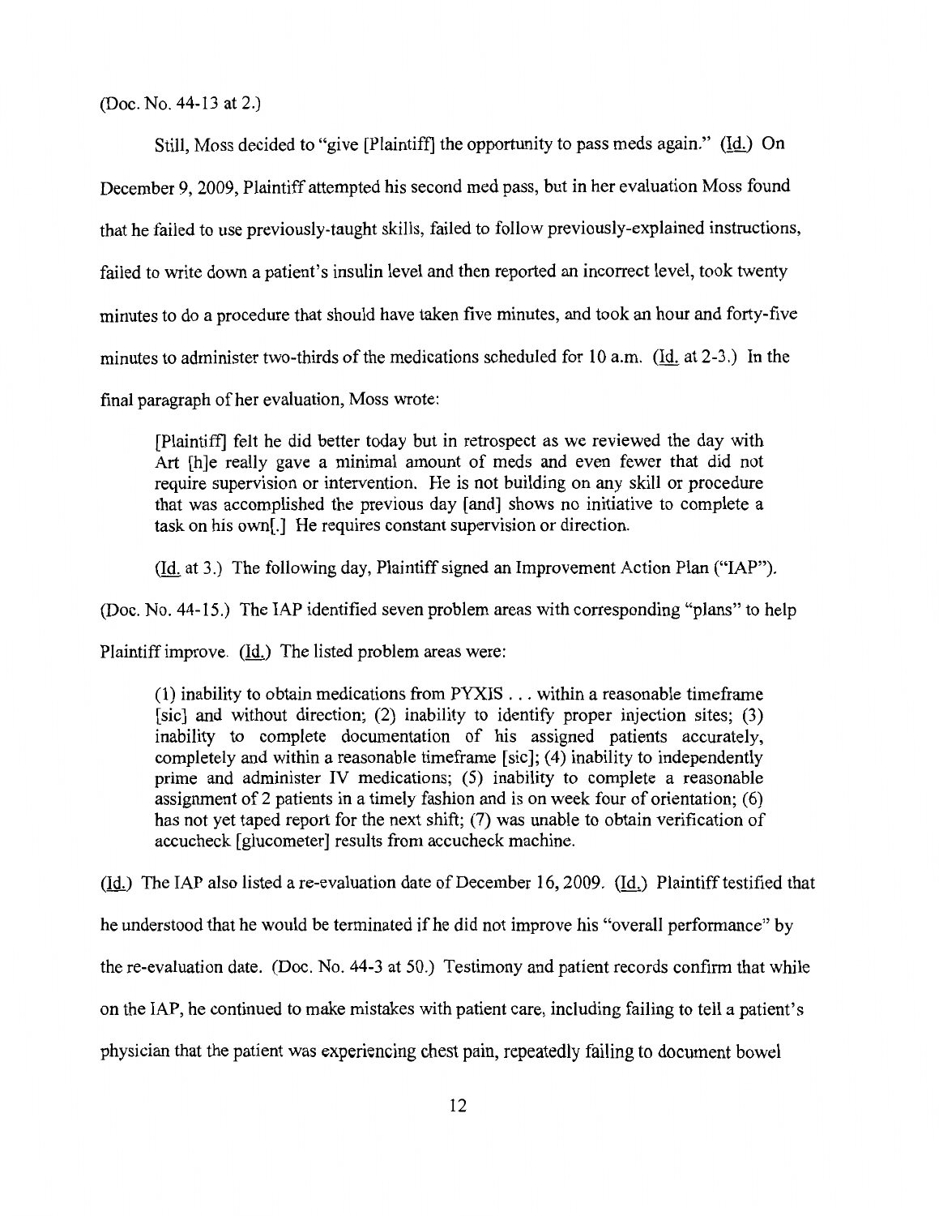(Doc. No. 44-13 at 2.)

Still, Moss decided to "give [Plaintiff] the opportunity to pass meds again." (Id.) On December 9, 2009, Plaintiff attempted his second med pass, but in her evaluation Moss found that he failed to use previously-taught skills, failed to follow previously-explained instructions, failed to write down a patient's insulin level and then reported an incorrect level, took twenty minutes to do a procedure that should have taken five minutes, and took an hour and forty-five minutes to administer two-thirds of the medications scheduled for 10 a.m. (Id. at 2-3.) In the final paragraph of her evaluation, Moss wrote:

> [Plaintiff] felt he did better today but in retrospect as we reviewed the day with Art [h]e really gave a minimal amount of meds and even fewer that did not require supervision or intervention. He is not building on any skill or procedure that was accomplished the previous day [and] shows no initiative to complete a task on his own[.] He requires constant supervision or direction.

(Id. at 3.) The following day, Plaintiff signed an Improvement Action Plan ("IAP"). (Doc. No. 44-15.) The IAP identified seven problem areas with corresponding "plans" to help Plaintiff improve. (Id.) The listed problem areas were:

> (1) inability to obtain medications from PYXIS . . . within a reasonable timeframe [sic] and without direction; (2) inability to identify proper injection sites; (3) inability to complete documentation of his assigned patients accurately, completely and within a reasonable timeframe [sic]; (4) inability to independently prime and administer IV medications; (5) inability to complete a reasonable assignment of 2 patients in a timely fashion and is on week four of orientation; (6) has not yet taped report for the next shift; (7) was unable to obtain verification of accucheck [glucometer] results from accucheck machine.

(Id.) The IAP also listed a re-evaluation date of December 16, 2009. (Id.) Plaintiff testified that he understood that he would be terminated if he did not improve his "overall performance" by the re-evaluation date. (Doc. No. 44-3 at 50.) Testimony and patient records confirm that while on the IAP, he continued to make mistakes with patient care, including failing to tell a patient's physician that the patient was experiencing chest pain, repeatedly failing to document bowel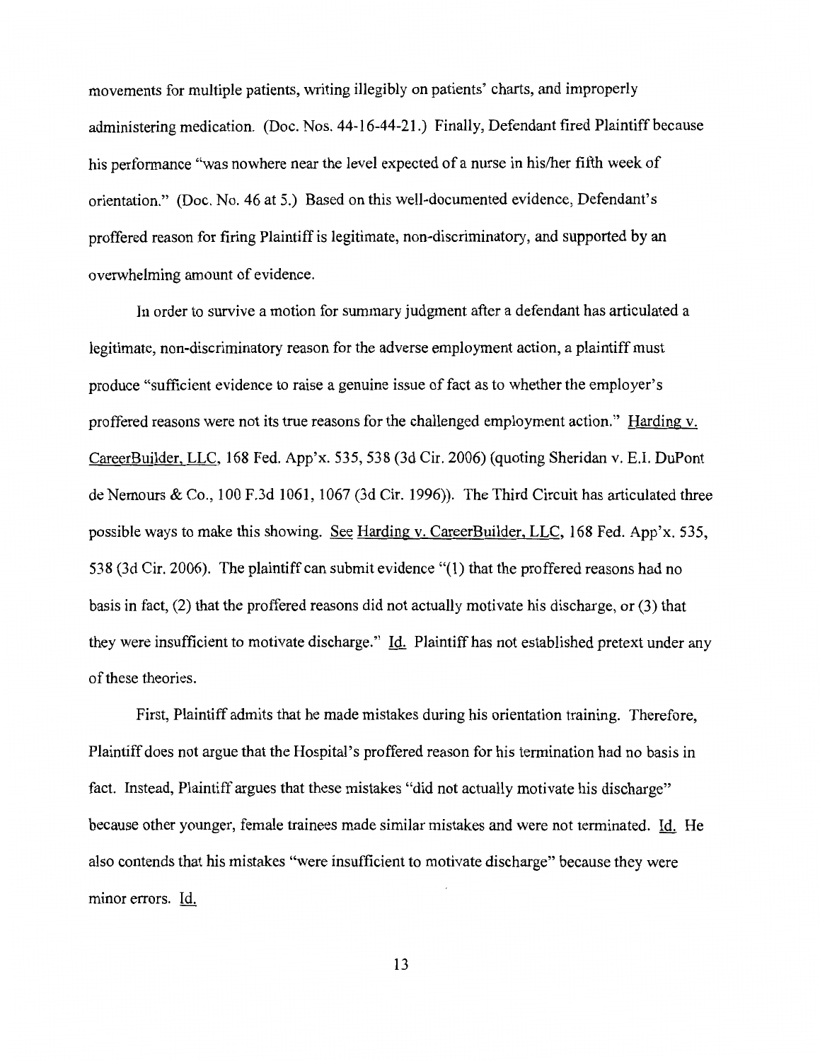movements for multiple patients, writing illegibly on patients' charts, and improperly administering medication. (Doc. Nos. 44-16-44-21.) Finally, Defendant fired Plaintiff because his performance "was nowhere near the level expected of a nurse in his/her fifth week of orientation." (Doc. No. 46 at 5.) Based on this well-documented evidence, Defendant's proffered reason for firing Plaintiff is legitimate, non-discriminatory, and supported by an overwhelming amount of evidence.

In order to survive a motion for summary judgment after a defendant has articulated a legitimate, non-discriminatory reason for the adverse employment action, a plaintiff must produce "sufficient evidence to raise a genuine issue of fact as to whether the employer's proffered reasons were not its true reasons for the challenged employment action." Harding v. CareerBuilder, LLC, 168 Fed. App'x. 535, 538 (3d Cir. 2006) (quoting Sheridan v. E.I. DuPont de Nemours & Co., 100 F.3d 1061, 1067 (3d Cir. 1996)). The Third Circuit has articulated three possible ways to make this showing. See Harding v. CareerBuilder, LLC, 168 Fed. App'x. 535, 538 (3d Cir. 2006). The plaintiff can submit evidence "(1) that the proffered reasons had no basis in fact, (2) that the proffered reasons did not actually motivate his discharge, or (3) that they were insufficient to motivate discharge." Id. Plaintiff has not established pretext under any of these theories.

First, Plaintiff admits that he made mistakes during his orientation training. Therefore, Plaintiff does not argue that the Hospital's proffered reason for his termination had no basis in fact. Instead, Plaintiff argues that these mistakes "did not actually motivate his discharge" because other younger, female trainees made similar mistakes and were not terminated. Id. He also contends that his mistakes "were insufficient to motivate discharge" because they were minor errors. Id.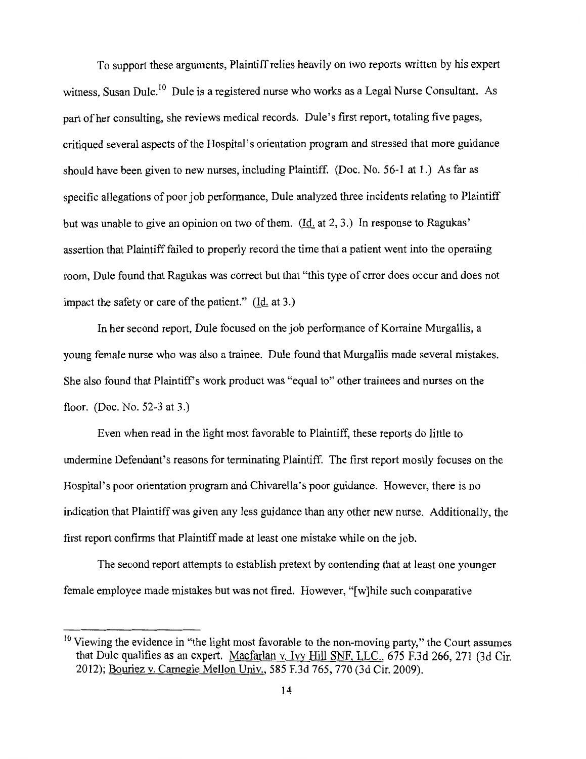To support these arguments, Plaintiff relies heavily on two reports written by his expert witness, Susan Dule.[10] Dule is a registered nurse who works as a Legal Nurse Consultant. As part of her consulting, she reviews medical records. Dule's first report, totaling five pages, critiqued several aspects of the Hospital's orientation program and stressed that more guidance should have been given to new nurses, including Plaintiff. (Doc. No. 56-1 at 1.) As far as specific allegations of poor job performance, Dule analyzed three incidents relating to Plaintiff but was unable to give an opinion on two of them. (Id. at 2, 3.) In response to Ragukas' assertion that Plaintiff failed to properly record the time that a patient went into the operating room, Dule found that Ragukas was correct but that "this type of error does occur and does not impact the safety or care of the patient." (Id. at 3.)

In her second report, Dule focused on the job performance of Korraine Murgallis, a young female nurse who was also a trainee. Dule found that Murgallis made several mistakes. She also found that Plaintiff's work product was "equal to" other trainees and nurses on the floor. (Doc. No. 52-3 at 3.)

Even when read in the light most favorable to Plaintiff, these reports do little to undermine Defendant's reasons for terminating Plaintiff. The first report mostly focuses on the Hospital's poor orientation program and Chivarella's poor guidance. However, there is no indication that Plaintiff was given any less guidance than any other new nurse. Additionally, the first report confirms that Plaintiff made at least one mistake while on the job.

The second report attempts to establish pretext by contending that at least one younger female employee made mistakes but was not fired. However, "[w]hile such comparative

---

[10] Viewing the evidence in "the light most favorable to the non-moving party," the Court assumes that Dule qualifies as an expert. Macfarlan v. Ivy Hill SNF, LLC., 675 F.3d 266, 271 (3d Cir. 2012); Bouriez v. Carnegie Mellon Univ., 585 F.3d 765, 770 (3d Cir. 2009).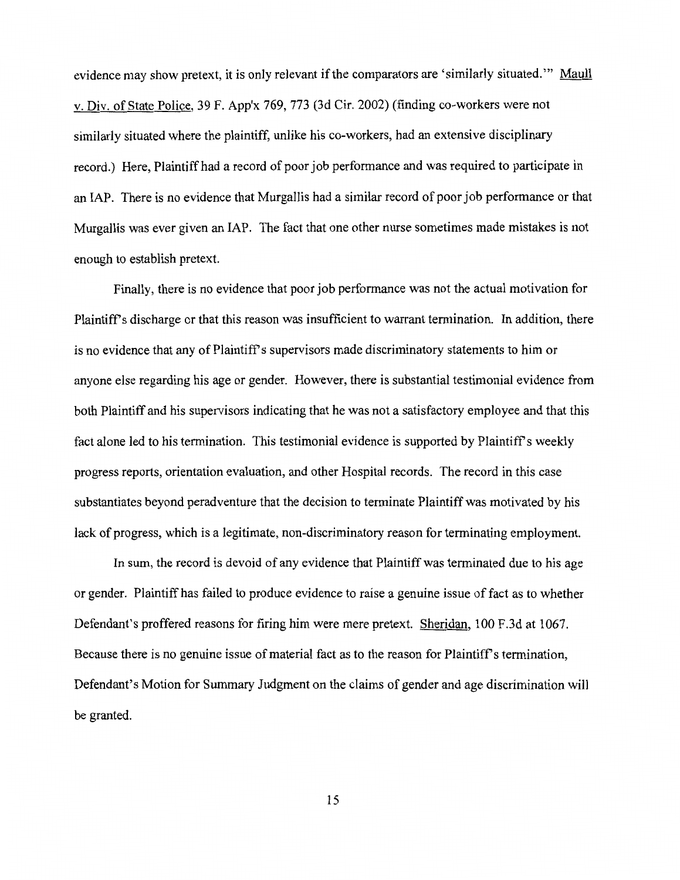evidence may show pretext, it is only relevant if the comparators are 'similarly situated.'" Maull v. Div. of State Police, 39 F. App'x 769, 773 (3d Cir. 2002) (finding co-workers were not similarly situated where the plaintiff, unlike his co-workers, had an extensive disciplinary record.) Here, Plaintiff had a record of poor job performance and was required to participate in an IAP. There is no evidence that Murgallis had a similar record of poor job performance or that Murgallis was ever given an IAP. The fact that one other nurse sometimes made mistakes is not enough to establish pretext.

Finally, there is no evidence that poor job performance was not the actual motivation for Plaintiff's discharge or that this reason was insufficient to warrant termination. In addition, there is no evidence that any of Plaintiff's supervisors made discriminatory statements to him or anyone else regarding his age or gender. However, there is substantial testimonial evidence from both Plaintiff and his supervisors indicating that he was not a satisfactory employee and that this fact alone led to his termination. This testimonial evidence is supported by Plaintiff's weekly progress reports, orientation evaluation, and other Hospital records. The record in this case substantiates beyond peradventure that the decision to terminate Plaintiff was motivated by his lack of progress, which is a legitimate, non-discriminatory reason for terminating employment.

In sum, the record is devoid of any evidence that Plaintiff was terminated due to his age or gender. Plaintiff has failed to produce evidence to raise a genuine issue of fact as to whether Defendant's proffered reasons for firing him were mere pretext. Sheridan, 100 F.3d at 1067. Because there is no genuine issue of material fact as to the reason for Plaintiff's termination, Defendant's Motion for Summary Judgment on the claims of gender and age discrimination will be granted.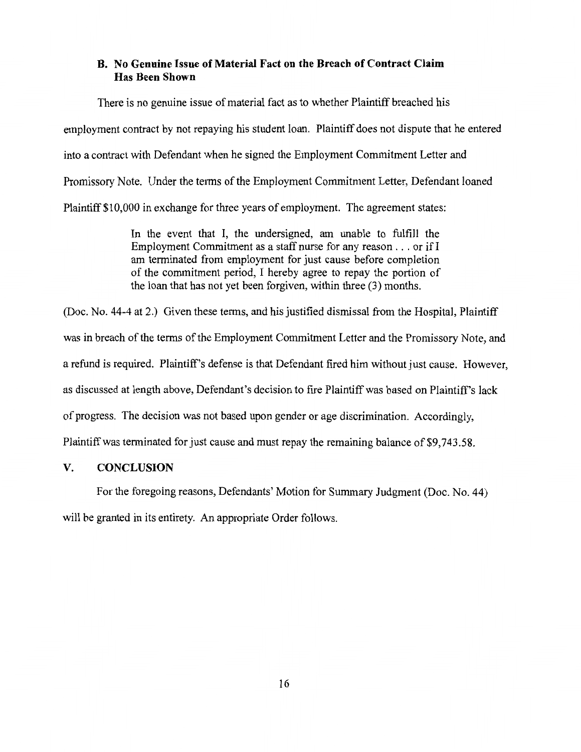### B. No Genuine Issue of Material Fact on the Breach of Contract Claim Has Been Shown

There is no genuine issue of material fact as to whether Plaintiff breached his employment contract by not repaying his student loan. Plaintiff does not dispute that he entered into a contract with Defendant when he signed the Employment Commitment Letter and Promissory Note. Under the terms of the Employment Commitment Letter, Defendant loaned Plaintiff $10,000 in exchange for three years of employment. The agreement states:

> In the event that I, the undersigned, am unable to fulfill the Employment Commitment as a staff nurse for any reason . . . or if I am terminated from employment for just cause before completion of the commitment period, I hereby agree to repay the portion of the loan that has not yet been forgiven, within three (3) months.

(Doc. No. 44-4 at 2.) Given these terms, and his justified dismissal from the Hospital, Plaintiff was in breach of the terms of the Employment Commitment Letter and the Promissory Note, and a refund is required. Plaintiff's defense is that Defendant fired him without just cause. However, as discussed at length above, Defendant's decision to fire Plaintiff was based on Plaintiff's lack of progress. The decision was not based upon gender or age discrimination. Accordingly, Plaintiff was terminated for just cause and must repay the remaining balance of $9,743.58.

## V. CONCLUSION

For the foregoing reasons, Defendants' Motion for Summary Judgment (Doc. No. 44) will be granted in its entirety. An appropriate Order follows.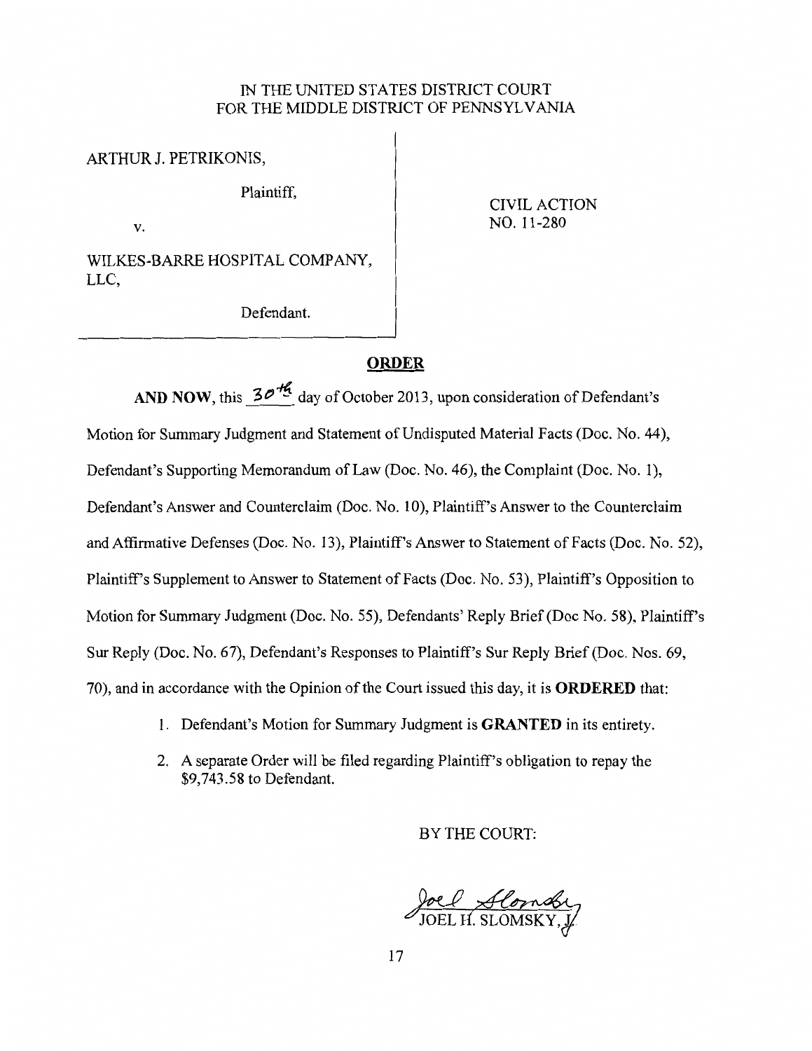IN THE UNITED STATES DISTRICT COURT
FOR THE MIDDLE DISTRICT OF PENNSYLVANIA

ARTHUR J. PETRIKONIS,

Plaintiff,

v.

WILKES-BARRE HOSPITAL COMPANY, LLC,

Defendant.

CIVIL ACTION
NO. 11-280

## ORDER

**AND NOW**, this 30th day of October 2013, upon consideration of Defendant's Motion for Summary Judgment and Statement of Undisputed Material Facts (Doc. No. 44), Defendant's Supporting Memorandum of Law (Doc. No. 46), the Complaint (Doc. No. 1), Defendant's Answer and Counterclaim (Doc. No. 10), Plaintiff's Answer to the Counterclaim and Affirmative Defenses (Doc. No. 13), Plaintiff's Answer to Statement of Facts (Doc. No. 52), Plaintiff's Supplement to Answer to Statement of Facts (Doc. No. 53), Plaintiff's Opposition to Motion for Summary Judgment (Doc. No. 55), Defendants' Reply Brief (Doc No. 58), Plaintiff's Sur Reply (Doc. No. 67), Defendant's Responses to Plaintiff's Sur Reply Brief (Doc. Nos. 69, 70), and in accordance with the Opinion of the Court issued this day, it is **ORDERED** that:

1. Defendant's Motion for Summary Judgment is **GRANTED** in its entirety.
2. A separate Order will be filed regarding Plaintiff's obligation to repay the $9,743.58 to Defendant.

BY THE COURT:

JOEL H. SLOMSKY, J.